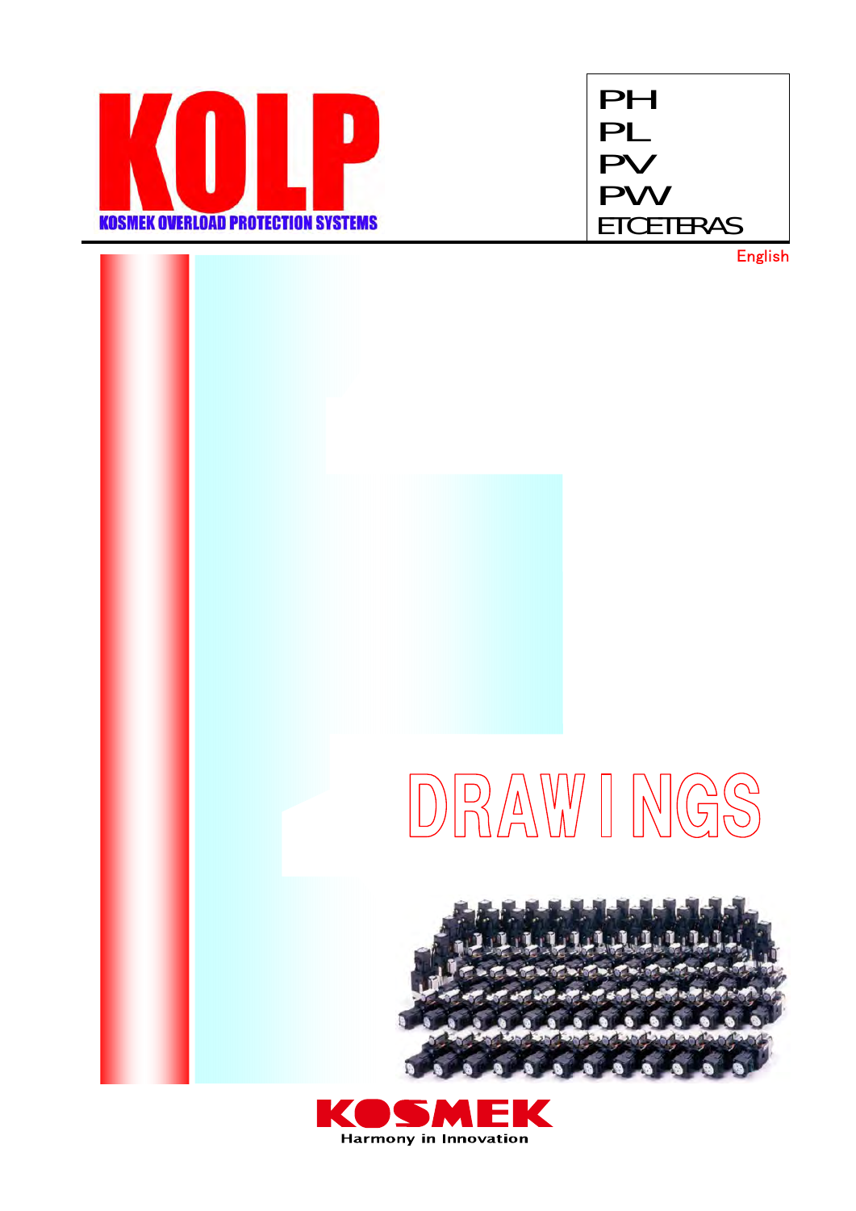# KOLP

KOSMEK OVERLOAD PROTECTION SYSTEMS

PH
PL
PV
PW
ETCETERAS

English

# DRAWINGS

KOSMEK
Harmony in Innovation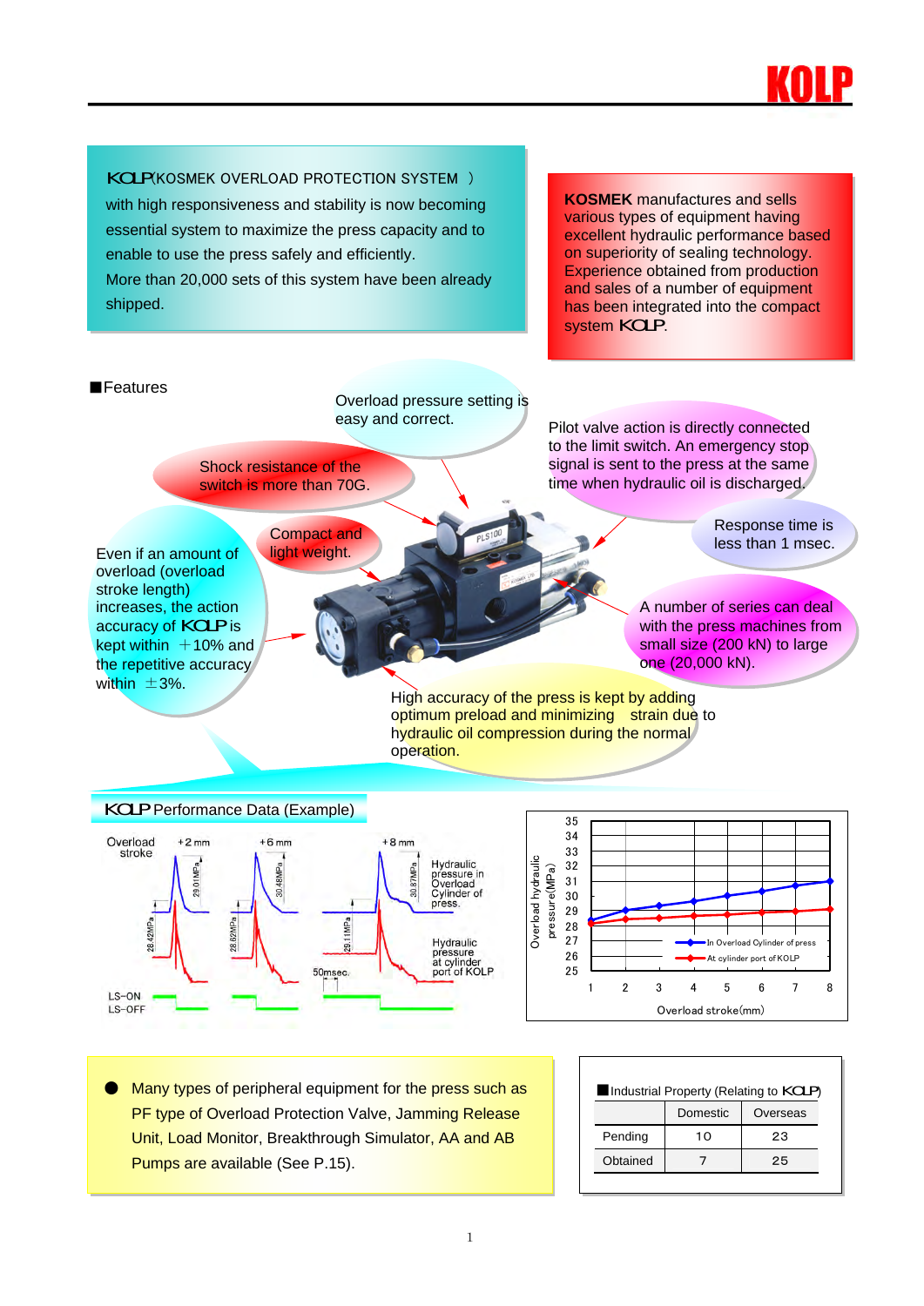KOLP (KOSMEK OVERLOAD PROTECTION SYSTEM ) with high responsiveness and stability is now becoming essential system to maximize the press capacity and to enable to use the press safely and efficiently.
More than 20,000 sets of this system have been already shipped.

**KOSMEK** manufactures and sells various types of equipment having excellent hydraulic performance based on superiority of sealing technology. Experience obtained from production and sales of a number of equipment has been integrated into the compact system KOLP.

■Features

- Overload pressure setting is easy and correct.
- Shock resistance of the switch is more than 70G.
- Pilot valve action is directly connected to the limit switch. An emergency stop signal is sent to the press at the same time when hydraulic oil is discharged.
- Response time is less than 1 msec.
- Compact and light weight.
- Even if an amount of overload (overload stroke length) increases, the action accuracy of KOLP is kept within ＋10% and the repetitive accuracy within ±3%.
- A number of series can deal with the press machines from small size (200 kN) to large one (20,000 kN).
- High accuracy of the press is kept by adding optimum preload and minimizing strain due to hydraulic oil compression during the normal operation.

## KOLP Performance Data (Example)

Overload stroke: +2 mm, +6 mm, +8 mm

| Overload stroke | +2 mm | +6 mm | +8 mm |
|---|---|---|---|
| Hydraulic pressure in Overload Cylinder of press | 29.01MPa | 30.48MPa | 30.87MPa |
| Hydraulic pressure at cylinder port of KOLP | 28.42MPa | 28.82MPa | 29.11MPa |

50msec. LS-ON / LS-OFF

Overload hydraulic pressure(MPa) vs. Overload stroke(mm): In Overload Cylinder of press / At cylinder port of KOLP

- Many types of peripheral equipment for the press such as PF type of Overload Protection Valve, Jamming Release Unit, Load Monitor, Breakthrough Simulator, AA and AB Pumps are available (See P.15).

■Industrial Property (Relating to KOLP)

| | Domestic | Overseas |
|---|---|---|
| Pending | 10 | 23 |
| Obtained | 7 | 25 |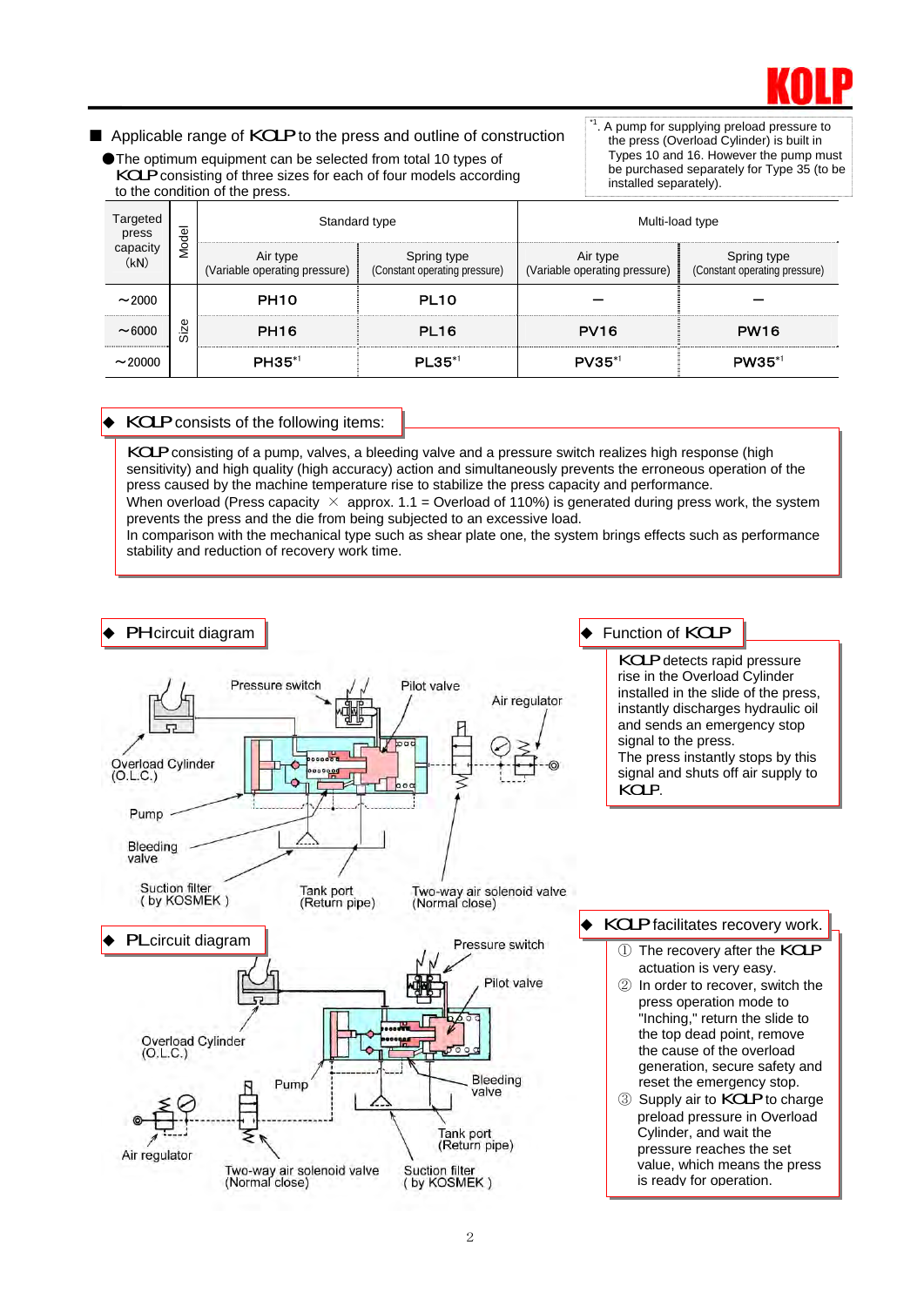## ■ Applicable range of KOLP to the press and outline of construction

●The optimum equipment can be selected from total 10 types of KOLP consisting of three sizes for each of four models according to the condition of the press.

*1. A pump for supplying preload pressure to the press (Overload Cylinder) is built in Types 10 and 16. However the pump must be purchased separately for Type 35 (to be installed separately).

| Targeted press capacity (kN) | Model | Standard type | | Multi-load type | |
|---|---|---|---|---|---|
| | | Air type (Variable operating pressure) | Spring type (Constant operating pressure) | Air type (Variable operating pressure) | Spring type (Constant operating pressure) |
| ～2000 | Size | PH10 | PL10 | – | – |
| ～6000 | | PH16 | PL16 | PV16 | PW16 |
| ～20000 | | PH35[*1] | PL35[*1] | PV35[*1] | PW35[*1] |

### ◆ KOLP consists of the following items:

KOLP consisting of a pump, valves, a bleeding valve and a pressure switch realizes high response (high sensitivity) and high quality (high accuracy) action and simultaneously prevents the erroneous operation of the press caused by the machine temperature rise to stabilize the press capacity and performance.
When overload (Press capacity × approx. 1.1 = Overload of 110%) is generated during press work, the system prevents the press and the die from being subjected to an excessive load.
In comparison with the mechanical type such as shear plate one, the system brings effects such as performance stability and reduction of recovery work time.

### ◆ PH circuit diagram

Pressure switch
Pilot valve
Air regulator
Overload Cylinder (O.L.C.)
Pump
Bleeding valve
Suction filter ( by KOSMEK )
Tank port (Return pipe)
Two-way air solenoid valve (Normal close)

### ◆ Function of KOLP

KOLP detects rapid pressure rise in the Overload Cylinder installed in the slide of the press, instantly discharges hydraulic oil and sends an emergency stop signal to the press.
The press instantly stops by this signal and shuts off air supply to KOLP.

### ◆ PL circuit diagram

Pressure switch
Pilot valve
Overload Cylinder (O.L.C.)
Pump
Bleeding valve
Air regulator
Tank port (Return pipe)
Two-way air solenoid valve (Normal close)
Suction filter ( by KOSMEK )

### ◆ KOLP facilitates recovery work.

① The recovery after the KOLP actuation is very easy.
② In order to recover, switch the press operation mode to "Inching," return the slide to the top dead point, remove the cause of the overload generation, secure safety and reset the emergency stop.
③ Supply air to KOLP to charge preload pressure in Overload Cylinder, and wait the pressure reaches the set value, which means the press is ready for operation.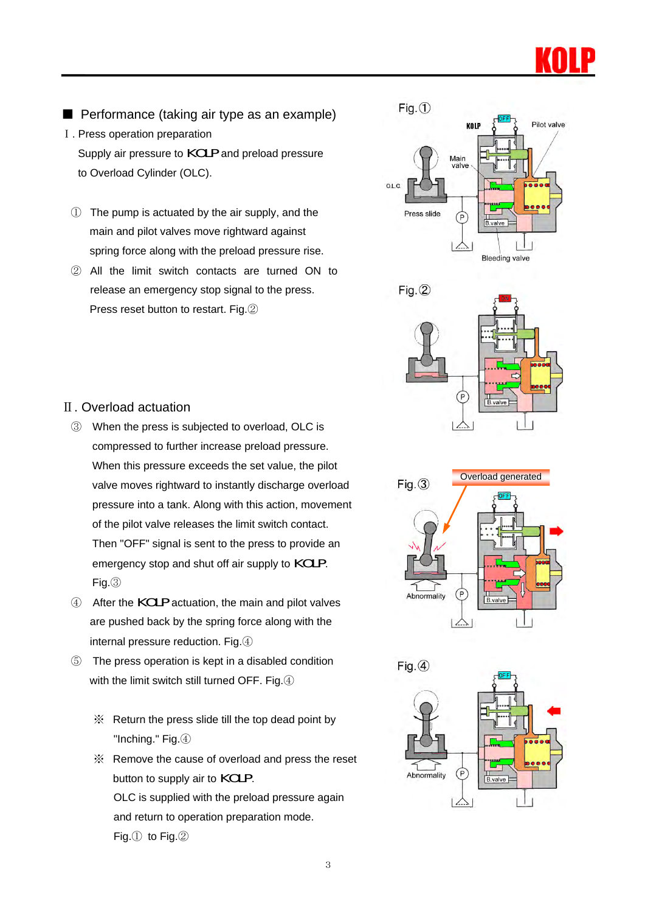## ■ Performance (taking air type as an example)

### Ⅰ. Press operation preparation

Supply air pressure to KOLP and preload pressure to Overload Cylinder (OLC).

① The pump is actuated by the air supply, and the main and pilot valves move rightward against spring force along with the preload pressure rise.

② All the limit switch contacts are turned ON to release an emergency stop signal to the press. Press reset button to restart. Fig.②

### Ⅱ. Overload actuation

③ When the press is subjected to overload, OLC is compressed to further increase preload pressure. When this pressure exceeds the set value, the pilot valve moves rightward to instantly discharge overload pressure into a tank. Along with this action, movement of the pilot valve releases the limit switch contact. Then "OFF" signal is sent to the press to provide an emergency stop and shut off air supply to KOLP. Fig.③

④ After the KOLP actuation, the main and pilot valves are pushed back by the spring force along with the internal pressure reduction. Fig.④

⑤ The press operation is kept in a disabled condition with the limit switch still turned OFF. Fig.④

※ Return the press slide till the top dead point by "Inching." Fig.④

※ Remove the cause of overload and press the reset button to supply air to KOLP. OLC is supplied with the preload pressure again and return to operation preparation mode. Fig.① to Fig.②

Fig.①

Fig.②

Fig.③

Fig.④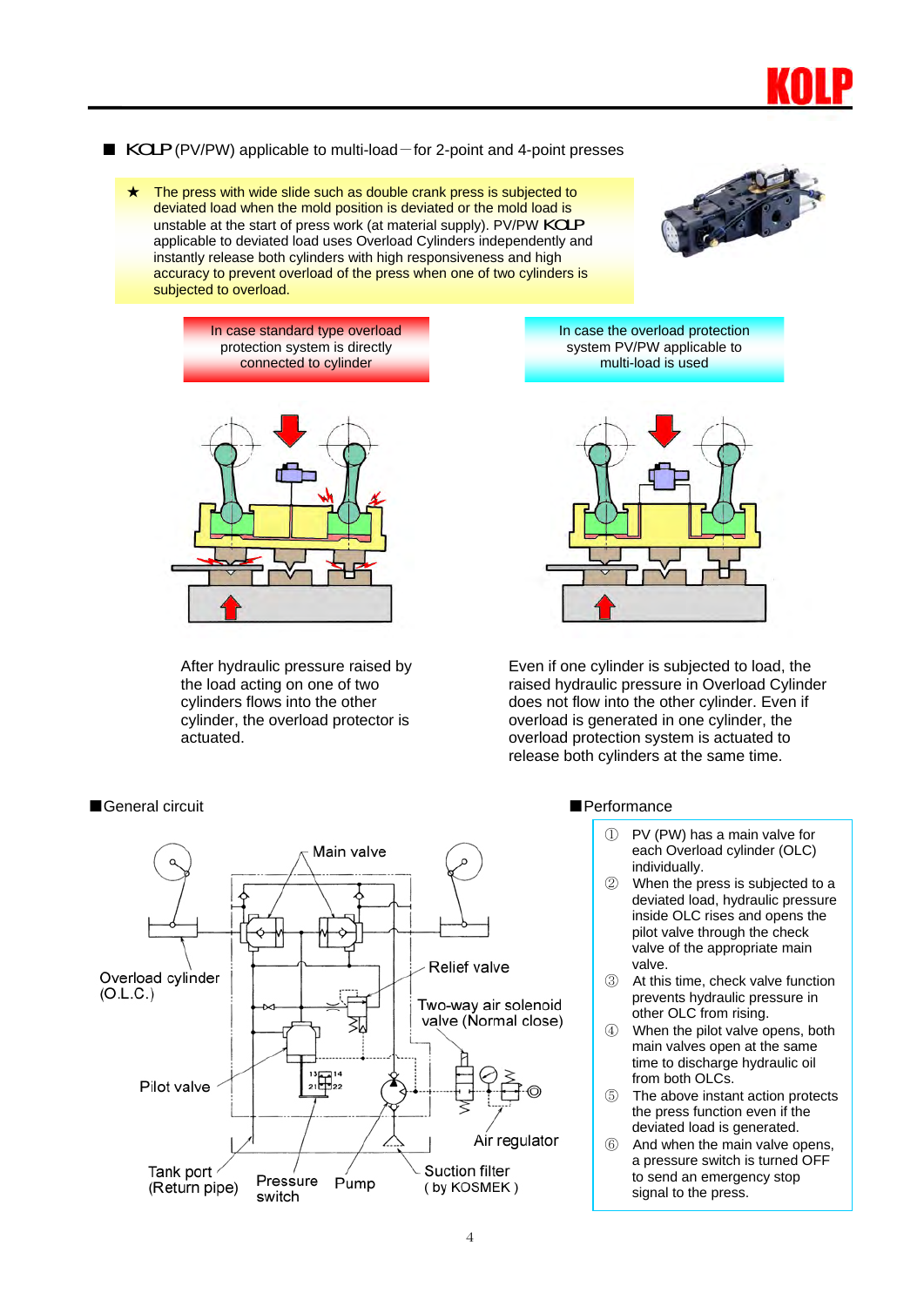## ■ KOLP (PV/PW) applicable to multi-load－for 2-point and 4-point presses

★ The press with wide slide such as double crank press is subjected to deviated load when the mold position is deviated or the mold load is unstable at the start of press work (at material supply). PV/PW KOLP applicable to deviated load uses Overload Cylinders independently and instantly release both cylinders with high responsiveness and high accuracy to prevent overload of the press when one of two cylinders is subjected to overload.

**In case standard type overload protection system is directly connected to cylinder**

After hydraulic pressure raised by the load acting on one of two cylinders flows into the other cylinder, the overload protector is actuated.

**In case the overload protection system PV/PW applicable to multi-load is used**

Even if one cylinder is subjected to load, the raised hydraulic pressure in Overload Cylinder does not flow into the other cylinder. Even if overload is generated in one cylinder, the overload protection system is actuated to release both cylinders at the same time.

### ■General circuit

Main valve

Overload cylinder (O.L.C.)

Relief valve

Two-way air solenoid valve (Normal close)

Pilot valve

Air regulator

Tank port (Return pipe)

Pressure switch

Pump

Suction filter ( by KOSMEK )

### ■Performance

① PV (PW) has a main valve for each Overload cylinder (OLC) individually.

② When the press is subjected to a deviated load, hydraulic pressure inside OLC rises and opens the pilot valve through the check valve of the appropriate main valve.

③ At this time, check valve function prevents hydraulic pressure in other OLC from rising.

④ When the pilot valve opens, both main valves open at the same time to discharge hydraulic oil from both OLCs.

⑤ The above instant action protects the press function even if the deviated load is generated.

⑥ And when the main valve opens, a pressure switch is turned OFF to send an emergency stop signal to the press.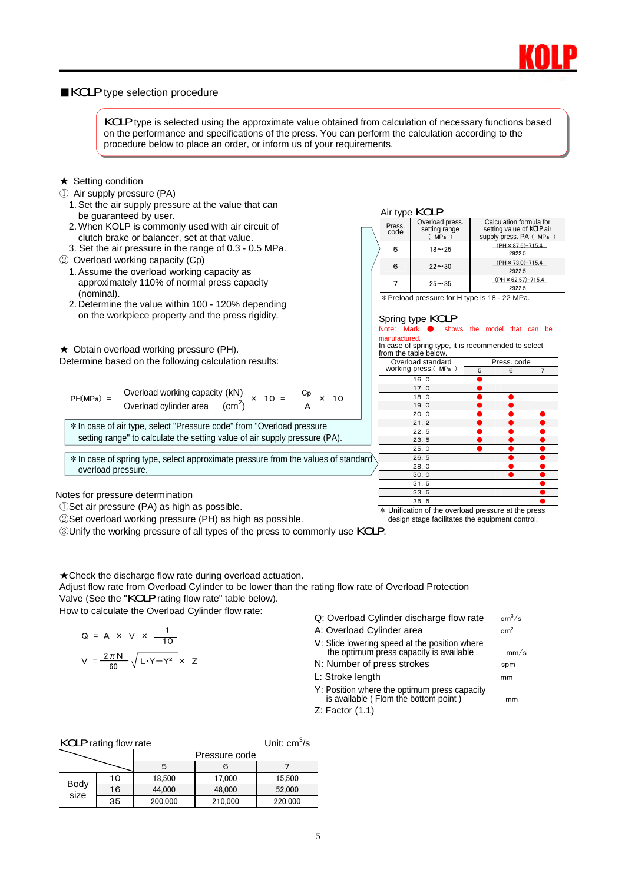## ■KOLP type selection procedure

KOLP type is selected using the approximate value obtained from calculation of necessary functions based on the performance and specifications of the press. You can perform the calculation according to the procedure below to place an order, or inform us of your requirements.

★ Setting condition

① Air supply pressure (PA)

1. Set the air supply pressure at the value that can be guaranteed by user.
2. When KOLP is commonly used with air circuit of clutch brake or balancer, set at that value.
3. Set the air pressure in the range of 0.3 - 0.5 MPa.

② Overload working capacity (Cp)

1. Assume the overload working capacity as approximately 110% of normal press capacity (nominal).
2. Determine the value within 100 - 120% depending on the workpiece property and the press rigidity.

★ Obtain overload working pressure (PH).
Determine based on the following calculation results:

$$PH(MPa) = \frac{\text{Overload working capacity (kN)}}{\text{Overload cylinder area} \quad (cm^2)} \times 10 = \frac{Cp}{A} \times 10$$

＊In case of air type, select "Pressure code" from "Overload pressure setting range" to calculate the setting value of air supply pressure (PA).

＊In case of spring type, select approximate pressure from the values of standard overload pressure.

Air type KOLP

| Press. code | Overload press. setting range ( MPa ) | Calculation formula for setting value of KOLP air supply press. PA ( MPa ) |
|---|---|---|
| 5 | 18～25 | $\frac{PH \times 87.6 - 715.4}{2922.5}$ |
| 6 | 22～30 | $\frac{PH \times 73.0 - 715.4}{2922.5}$ |
| 7 | 25～35 | $\frac{PH \times 62.57 - 715.4}{2922.5}$ |

＊Preload pressure for H type is 18 - 22 MPa.

Spring type KOLP

Note: Mark ● shows the model that can be manufactured.
In case of spring type, it is recommended to select from the table below.

| Overload standard working press.( MPa ) | Press. code 5 | 6 | 7 |
|---|---|---|---|
| 16.0 | ● | | |
| 17.0 | ● | | |
| 18.0 | ● | ● | |
| 19.0 | ● | ● | |
| 20.0 | ● | ● | ● |
| 21.2 | ● | ● | ● |
| 22.5 | ● | ● | ● |
| 23.5 | ● | ● | ● |
| 25.0 | ● | ● | ● |
| 26.5 | | ● | ● |
| 28.0 | | ● | ● |
| 30.0 | | ● | ● |
| 31.5 | | | ● |
| 33.5 | | | ● |
| 35.5 | | | ● |

＊ Unification of the overload pressure at the press design stage facilitates the equipment control.

Notes for pressure determination

①Set air pressure (PA) as high as possible.
②Set overload working pressure (PH) as high as possible.
③Unify the working pressure of all types of the press to commonly use KOLP.

★Check the discharge flow rate during overload actuation.
Adjust flow rate from Overload Cylinder to be lower than the rating flow rate of Overload Protection Valve (See the "KOLP rating flow rate" table below).
How to calculate the Overload Cylinder flow rate:

$$Q = A \times V \times \frac{1}{10}$$

$$V = \frac{2\pi N}{60}\sqrt{L \cdot Y - Y^2} \times Z$$

- Q: Overload Cylinder discharge flow rate　$cm^3/s$
- A: Overload Cylinder area　$cm^2$
- V: Slide lowering speed at the position where the optimum press capacity is available　mm/s
- N: Number of press strokes　spm
- L: Stroke length　mm
- Y: Position where the optimum press capacity is available ( Flom the bottom point )　mm
- Z: Factor (1.1)

KOLP rating flow rate　Unit: $cm^3/s$

| | | Pressure code 5 | 6 | 7 |
|---|---|---|---|---|
| Body size | 10 | 18,500 | 17,000 | 15,500 |
| | 16 | 44,000 | 48,000 | 52,000 |
| | 35 | 200,000 | 210,000 | 220,000 |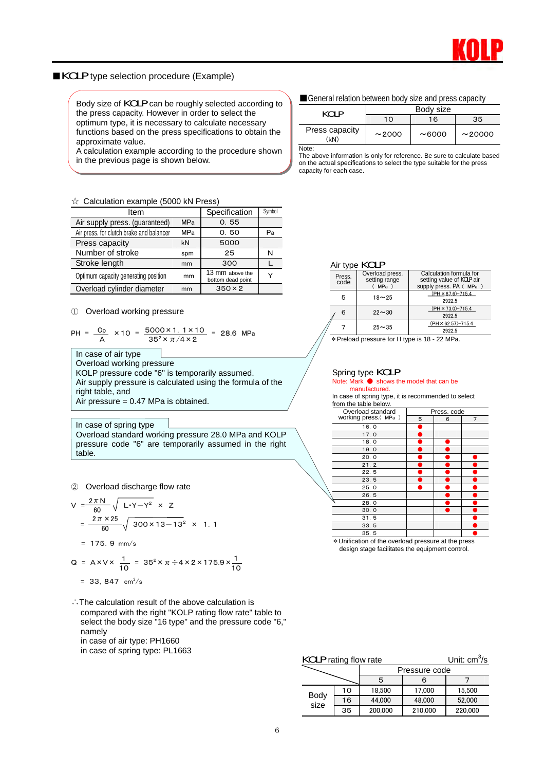## ■KOLP type selection procedure (Example)

Body size of KOLP can be roughly selected according to the press capacity. However in order to select the optimum type, it is necessary to calculate necessary functions based on the press specifications to obtain the approximate value.
A calculation example according to the procedure shown in the previous page is shown below.

### ■General relation between body size and press capacity

| KOLP | Body size | | |
|---|---|---|---|
| | 10 | 16 | 35 |
| Press capacity (kN) | ～2000 | ～6000 | ～20000 |

Note:
The above information is only for reference. Be sure to calculate based on the actual specifications to select the type suitable for the press capacity for each case.

### ☆ Calculation example (5000 kN Press)

| Item | | Specification | Symbol |
|---|---|---|---|
| Air supply press. (guaranteed) | MPa | 0. 55 | |
| Air press. for clutch brake and balancer | MPa | 0. 50 | Pa |
| Press capacity | kN | 5000 | |
| Number of stroke | spm | 25 | N |
| Stroke length | mm | 300 | L |
| Optimum capacity generating position | mm | 13 mm above the bottom dead point | Y |
| Overload cylinder diameter | mm | 350×2 | |

① Overload working pressure

$$PH = \frac{Cp}{A} \times 10 = \frac{5000 \times 1.1 \times 10}{35^2 \times \pi / 4 \times 2} = 28.6 \text{ MPa}$$

In case of air type
Overload working pressure
KOLP pressure code "6" is temporarily assumed.
Air supply pressure is calculated using the formula of the right table, and
Air pressure = 0.47 MPa is obtained.

In case of spring type
Overload standard working pressure 28.0 MPa and KOLP pressure code "6" are temporarily assumed in the right table.

**Air type KOLP**

| Press. code | Overload press. setting range (MPa) | Calculation formula for setting value of KOLP air supply press. PA (MPa) |
|---|---|---|
| 5 | 18～25 | $\frac{(PH \times 87.6) - 715.4}{2922.5}$ |
| 6 | 22～30 | $\frac{(PH \times 73.0) - 715.4}{2922.5}$ |
| 7 | 25～35 | $\frac{(PH \times 62.57) - 715.4}{2922.5}$ |

*Preload pressure for H type is 18 - 22 MPa.

**Spring type KOLP**

Note: Mark ● shows the model that can be manufactured.
In case of spring type, it is recommended to select from the table below.

| Overload standard working press. (MPa) | Press. code 5 | 6 | 7 |
|---|---|---|---|
| 16. 0 | ● | | |
| 17. 0 | ● | | |
| 18. 0 | ● | ● | |
| 19. 0 | ● | ● | |
| 20. 0 | ● | ● | ● |
| 21. 2 | ● | ● | ● |
| 22. 5 | ● | ● | ● |
| 23. 5 | ● | ● | ● |
| 25. 0 | ● | ● | ● |
| 26. 5 | | ● | ● |
| 28. 0 | | ● | ● |
| 30. 0 | | ● | ● |
| 31. 5 | | | ● |
| 33. 5 | | | ● |
| 35. 5 | | | ● |

*Unification of the overload pressure at the press design stage facilitates the equipment control.

② Overload discharge flow rate

$$V = \frac{2\pi N}{60}\sqrt{L \cdot Y - Y^2} \times Z$$

$$= \frac{2\pi \times 25}{60}\sqrt{300 \times 13 - 13^2} \times 1.1$$

$$= 175.9 \text{ mm/s}$$

$$Q = A \times V \times \frac{1}{10} = 35^2 \times \pi \div 4 \times 2 \times 175.9 \times \frac{1}{10}$$

$$= 33,847 \text{ cm}^3\text{/s}$$

∴The calculation result of the above calculation is compared with the right "KOLP rating flow rate" table to select the body size "16 type" and the pressure code "6," namely
in case of air type: PH1660
in case of spring type: PL1663

**KOLP rating flow rate** Unit: $cm^3/s$

| | | Pressure code | | |
|---|---|---|---|---|
| | | 5 | 6 | 7 |
| Body size | 10 | 18,500 | 17,000 | 15,500 |
| | 16 | 44,000 | 48,000 | 52,000 |
| | 35 | 200,000 | 210,000 | 220,000 |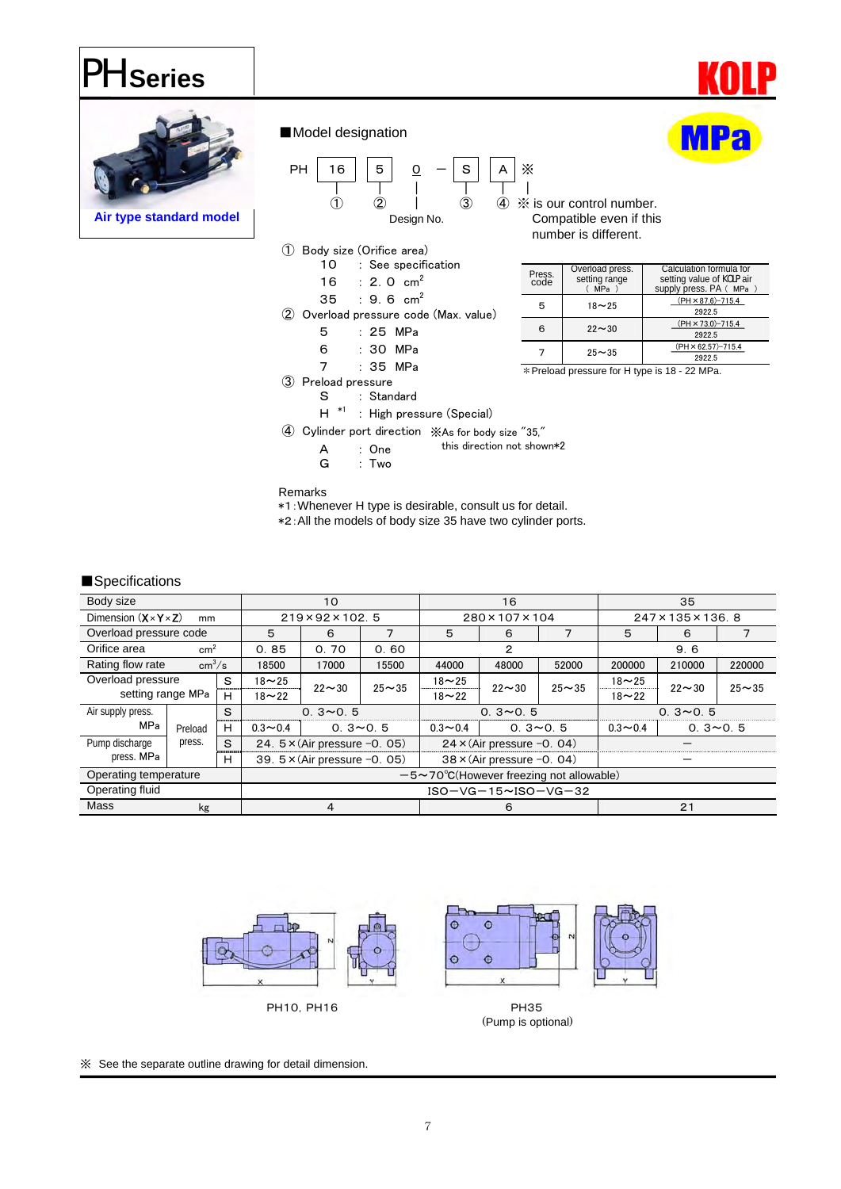# PH Series

KOLP

MPa

Air type standard model

## ■Model designation

PH [16] [5] 0 — [S] [A] ※

① ② Design No. ③ ④ ※ is our control number. Compatible even if this number is different.

① Body size (Orifice area)
- 10 : See specification
- 16 : 2.0 $cm^2$
- 35 : 9.6 $cm^2$

② Overload pressure code (Max. value)
- 5 : 25 MPa
- 6 : 30 MPa
- 7 : 35 MPa

③ Preload pressure
- S : Standard
- H *1 : High pressure (Special)

④ Cylinder port direction ※As for body size "35," this direction not shown*2
- A : One
- G : Two

| Press. code | Overload press. setting range (MPa) | Calculation formula for setting value of KOLP air supply press. PA (MPa) |
|---|---|---|
| 5 | 18～25 | (PH×87.6)−715.4 / 2922.5 |
| 6 | 22～30 | (PH×73.0)−715.4 / 2922.5 |
| 7 | 25～35 | (PH×62.57)−715.4 / 2922.5 |

*Preload pressure for H type is 18 - 22 MPa.

Remarks
*1 : Whenever H type is desirable, consult us for detail.
*2 : All the models of body size 35 have two cylinder ports.

## ■Specifications

| Body size | | | 10 | | | 16 | | | 35 | | |
|---|---|---|---|---|---|---|---|---|---|---|---|
| Dimension (X×Y×Z) mm | | | 219×92×102.5 | | | 280×107×104 | | | 247×135×136.8 | | |
| Overload pressure code | | | 5 | 6 | 7 | 5 | 6 | 7 | 5 | 6 | 7 |
| Orifice area $cm^2$ | | | 0.85 | 0.70 | 0.60 | 2 | | | 9.6 | | |
| Rating flow rate $cm^3/s$ | | | 18500 | 17000 | 15500 | 44000 | 48000 | 52000 | 200000 | 210000 | 220000 |
| Overload pressure setting range MPa | | S | 18～25 | 22～30 | 25～35 | 18～25 | 22～30 | 25～35 | 18～25 | 22～30 | 25～35 |
| | | H | 18～22 | | | 18～22 | | | 18～22 | | |
| Air supply press. MPa | Preload press. | S | 0.3～0.5 | | | 0.3～0.5 | | | 0.3～0.5 | | |
| | | H | 0.3～0.4 | 0.3～0.5 | | 0.3～0.4 | 0.3～0.5 | | 0.3～0.4 | 0.3～0.5 | |
| Pump discharge press. MPa | | S | 24.5×(Air pressure −0.05) | | | 24×(Air pressure −0.04) | | | — | | |
| | | H | 39.5×(Air pressure −0.05) | | | 38×(Air pressure −0.04) | | | — | | |
| Operating temperature | | | −5～70℃(However freezing not allowable) | | | | | | | | |
| Operating fluid | | | ISO−VG−15～ISO−VG−32 | | | | | | | | |
| Mass kg | | | 4 | | | 6 | | | 21 | | |

PH10, PH16

PH35
(Pump is optional)

※ See the separate outline drawing for detail dimension.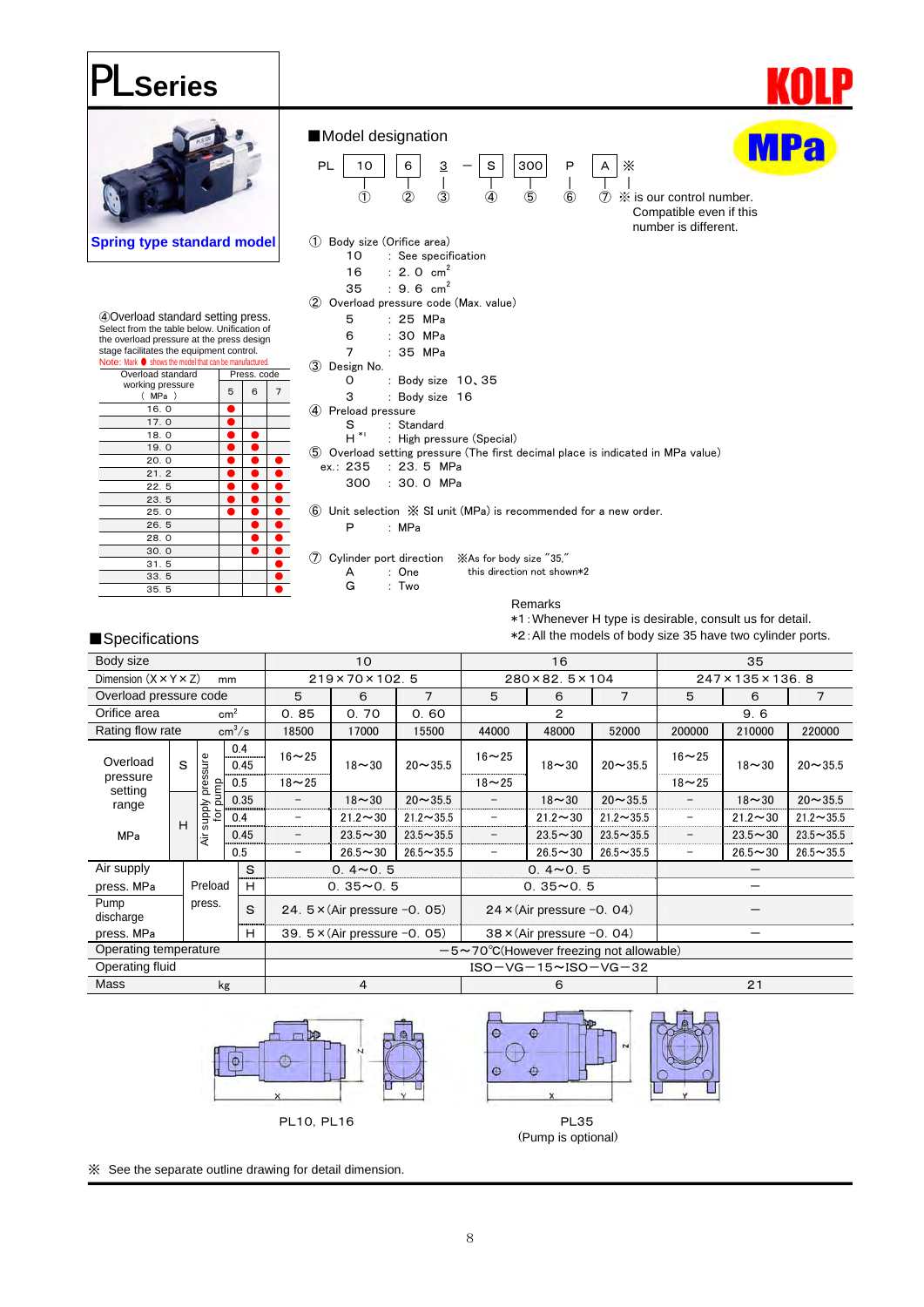# PL Series

**KOLP**

**Spring type standard model**

**MPa**

## ■Model designation

PL [10] [6] 3 − [S] [300] P [A] ※

① ② ③ ④ ⑤ ⑥ ⑦ ※ is our control number. Compatible even if this number is different.

① Body size (Orifice area)
- 10 : See specification
- 16 : 2. 0 $cm^2$
- 35 : 9. 6 $cm^2$

② Overload pressure code (Max. value)
- 5 : 25 MPa
- 6 : 30 MPa
- 7 : 35 MPa

③ Design No.
- 0 : Body size 10, 35
- 3 : Body size 16

④ Preload pressure
- S : Standard
- H [*1] : High pressure (Special)

⑤ Overload setting pressure (The first decimal place is indicated in MPa value)
- ex.: 235 : 23. 5 MPa
- 300 : 30. 0 MPa

⑥ Unit selection ※ SI unit (MPa) is recommended for a new order.
- P : MPa

⑦ Cylinder port direction ※As for body size "35," this direction not shown*2
- A : One
- G : Two

Remarks
*1 : Whenever H type is desirable, consult us for detail.
*2 : All the models of body size 35 have two cylinder ports.

④Overload standard setting press.
Select from the table below. Unification of the overload pressure at the press design stage facilitates the equipment control.
Note: Mark ● shows the model that can be manufactured.

| Overload standard working pressure (MPa) | Press. code 5 | 6 | 7 |
|---|---|---|---|
| 16. 0 | ● | | |
| 17. 0 | ● | | |
| 18. 0 | ● | ● | |
| 19. 0 | ● | ● | |
| 20. 0 | ● | ● | ● |
| 21. 2 | ● | ● | ● |
| 22. 5 | ● | ● | ● |
| 23. 5 | ● | ● | ● |
| 25. 0 | ● | ● | ● |
| 26. 5 | | ● | ● |
| 28. 0 | | ● | ● |
| 30. 0 | | ● | ● |
| 31. 5 | | | ● |
| 33. 5 | | | ● |
| 35. 5 | | | ● |

## ■Specifications

| Body size | | | | 10 | | | 16 | | | 35 | | |
|---|---|---|---|---|---|---|---|---|---|---|---|---|
| Dimension (X×Y×Z) mm | | | | 219×70×102. 5 | | | 280×82. 5×104 | | | 247×135×136. 8 | | |
| Overload pressure code | | | | 5 | 6 | 7 | 5 | 6 | 7 | 5 | 6 | 7 |
| Orifice area $cm^2$ | | | | 0. 85 | 0. 70 | 0. 60 | 2 | | | 9. 6 | | |
| Rating flow rate $cm^3/s$ | | | | 18500 | 17000 | 15500 | 44000 | 48000 | 52000 | 200000 | 210000 | 220000 |
| Overload pressure setting range MPa | S | Air supply pressure for pump | 0.4 | 16〜25 | 18〜30 | 20〜35.5 | 16〜25 | 18〜30 | 20〜35.5 | 16〜25 | 18〜30 | 20〜35.5 |
| | | | 0.45 | | | | | | | | | |
| | | | 0.5 | 18〜25 | | | 18〜25 | | | 18〜25 | | |
| | H | | 0.35 | − | 18〜30 | 20〜35.5 | − | 18〜30 | 20〜35.5 | − | 18〜30 | 20〜35.5 |
| | | | 0.4 | − | 21.2〜30 | 21.2〜35.5 | − | 21.2〜30 | 21.2〜35.5 | − | 21.2〜30 | 21.2〜35.5 |
| | | | 0.45 | − | 23.5〜30 | 23.5〜35.5 | − | 23.5〜30 | 23.5〜35.5 | − | 23.5〜30 | 23.5〜35.5 |
| | | | 0.5 | − | 26.5〜30 | 26.5〜35.5 | − | 26.5〜30 | 26.5〜35.5 | − | 26.5〜30 | 26.5〜35.5 |
| Air supply press. MPa | Preload press. | | S | 0. 4〜0. 5 | | | 0. 4〜0. 5 | | | − | | |
| | | | H | 0. 35〜0. 5 | | | 0. 35〜0. 5 | | | − | | |
| Pump discharge press. MPa | | | S | 24. 5×(Air pressure −0. 05) | | | 24×(Air pressure −0. 04) | | | − | | |
| | | | H | 39. 5×(Air pressure −0. 05) | | | 38×(Air pressure −0. 04) | | | − | | |
| Operating temperature | | | | −5〜70℃(However freezing not allowable) | | | | | | | | |
| Operating fluid | | | | ISO−VG−15〜ISO−VG−32 | | | | | | | | |
| Mass kg | | | | 4 | | | 6 | | | 21 | | |

PL10, PL16

PL35
(Pump is optional)

※ See the separate outline drawing for detail dimension.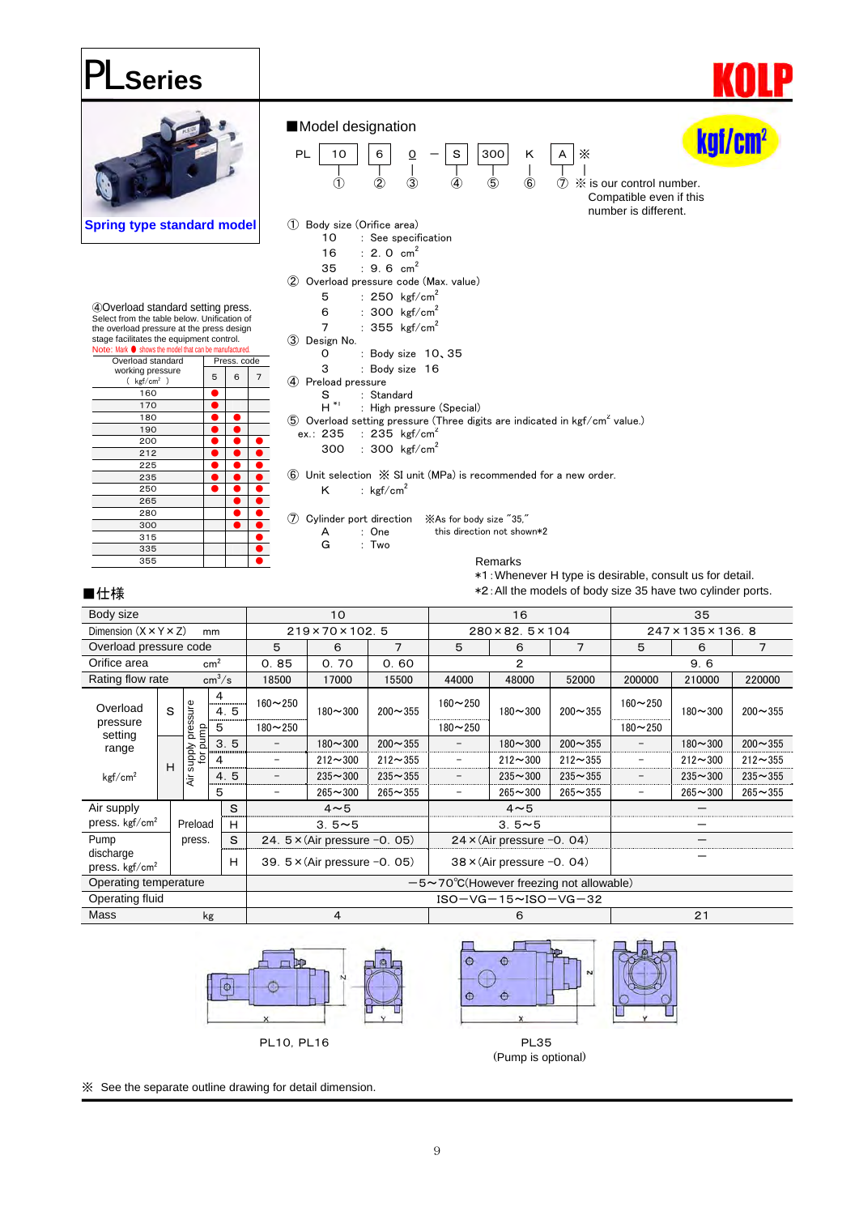# PL Series

KOLP

Spring type standard model

■Model design​ation

kgf/cm²

PL 10 6 0 – S 300 K A ※

① ② ③ ④ ⑤ ⑥ ⑦ ※ is our control number. Compatible even if this number is different.

① Body size (Orifice area)
- 10 : See specification
- 16 : 2. 0 cm²
- 35 : 9. 6 cm²

② Overload pressure code (Max. value)
- 5 : 250 kgf/cm²
- 6 : 300 kgf/cm²
- 7 : 355 kgf/cm²

③ Design No.
- 0 : Body size 10, 35
- 3 : Body size 16

④ Preload pressure
- S : Standard
- H *1 : High pressure (Special)

⑤ Overload setting pressure (Three digits are indicated in kgf/cm² value.)
- ex.: 235 : 235 kgf/cm²
- 300 : 300 kgf/cm²

⑥ Unit selection ※ SI unit (MPa) is recommended for a new order.
- K : kgf/cm²

⑦ Cylinder port direction ※As for body size "35," this direction not shown*2
- A : One
- G : Two

Remarks
- *1 : Whenever H type is desirable, consult us for detail.
- *2 : All the models of body size 35 have two cylinder ports.

④Overload standard setting press.
Select from the table below. Unification of the overload pressure at the press design stage facilitates the equipment control.
Note: Mark ● shows the model that can be manufactured.

| Overload standard working pressure (kgf/cm²) | Press. code 5 | 6 | 7 |
|---|---|---|---|
| 160 | ● | | |
| 170 | ● | | |
| 180 | ● | ● | |
| 190 | ● | ● | |
| 200 | ● | ● | ● |
| 212 | ● | ● | ● |
| 225 | ● | ● | ● |
| 235 | ● | ● | ● |
| 250 | ● | ● | ● |
| 265 | | ● | ● |
| 280 | | ● | ● |
| 300 | | ● | ● |
| 315 | | | ● |
| 335 | | | ● |
| 355 | | | ● |

## ■仕様

| Body size | | | | 10 | | | 16 | | | 35 | | |
|---|---|---|---|---|---|---|---|---|---|---|---|---|
| Dimension (X×Y×Z) mm | | | | 219×70×102. 5 | | | 280×82. 5×104 | | | 247×135×136. 8 | | |
| Overload pressure code | | | | 5 | 6 | 7 | 5 | 6 | 7 | 5 | 6 | 7 |
| Orifice area cm² | | | | 0. 85 | 0. 70 | 0. 60 | 2 | | | 9. 6 | | |
| Rating flow rate cm³/s | | | | 18500 | 17000 | 15500 | 44000 | 48000 | 52000 | 200000 | 210000 | 220000 |
| Overload pressure setting range kgf/cm² | S | Air supply pressure for pump | 4 | 160~250 | 180~300 | 200~355 | 160~250 | 180~300 | 200~355 | 160~250 | 180~300 | 200~355 |
| | | | 4. 5 | | | | | | | | | |
| | | | 5 | 180~250 | | | 180~250 | | | 180~250 | | |
| | H | | 3. 5 | – | 180~300 | 200~355 | – | 180~300 | 200~355 | – | 180~300 | 200~355 |
| | | | 4 | – | 212~300 | 212~355 | – | 212~300 | 212~355 | – | 212~300 | 212~355 |
| | | | 4. 5 | – | 235~300 | 235~355 | – | 235~300 | 235~355 | – | 235~300 | 235~355 |
| | | | 5 | – | 265~300 | 265~355 | – | 265~300 | 265~355 | – | 265~300 | 265~355 |
| Air supply press. kgf/cm² | Preload press. | | S | 4~5 | | | 4~5 | | | – | | |
| | | | H | 3. 5~5 | | | 3. 5~5 | | | – | | |
| Pump discharge press. kgf/cm² | | | S | 24. 5×(Air pressure –0. 05) | | | 24×(Air pressure –0. 04) | | | – | | |
| | | | H | 39. 5×(Air pressure –0. 05) | | | 38×(Air pressure –0. 04) | | | – | | |
| Operating temperature | | | | –5~70℃(However freezing not allowable) | | | | | | | | |
| Operating fluid | | | | ISO–VG–15~ISO–VG–32 | | | | | | | | |
| Mass kg | | | | 4 | | | 6 | | | 21 | | |

PL10, PL16

PL35
(Pump is optional)

※ See the separate outline drawing for detail dimension.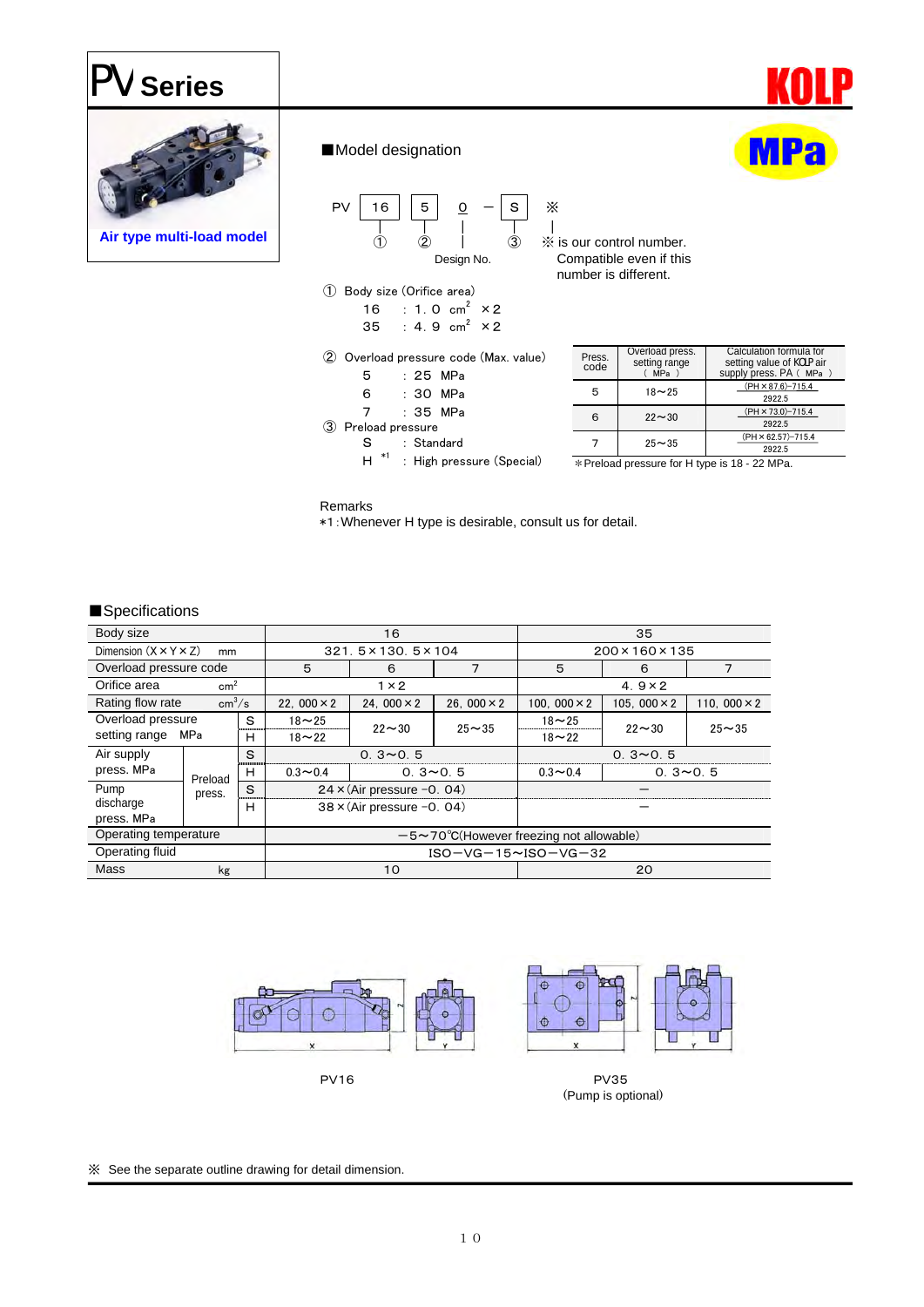# PV Series

**KOLP**

**MPa**

**Air type multi-load model**

■Model designation

PV [16] [5] 0 − [S] ※

① ② Design No. ③

※ is our control number. Compatible even if this number is different.

① Body size (Orifice area)

16 : 1.0 $cm^2$ ×2

35 : 4.9 $cm^2$ ×2

② Overload pressure code (Max. value)

5 : 25 MPa

6 : 30 MPa

7 : 35 MPa

③ Preload pressure

S : Standard

H [*1] : High pressure (Special)

| Press. code | Overload press. setting range ( MPa ) | Calculation formula for setting value of KOLP air supply press. PA ( MPa ) |
|---|---|---|
| 5 | 18〜25 | $\frac{(PH \times 87.6) - 715.4}{2922.5}$ |
| 6 | 22〜30 | $\frac{(PH \times 73.0) - 715.4}{2922.5}$ |
| 7 | 25〜35 | $\frac{(PH \times 62.57) - 715.4}{2922.5}$ |

*Preload pressure for H type is 18 - 22 MPa.

Remarks

*1:Whenever H type is desirable, consult us for detail.

■Specifications

| Body size | | | 16 | | | 35 | | |
|---|---|---|---|---|---|---|---|---|
| Dimension (X×Y×Z) mm | | | 321.5×130.5×104 | | | 200×160×135 | | |
| Overload pressure code | | | 5 | 6 | 7 | 5 | 6 | 7 |
| Orifice area $cm^2$ | | | 1×2 | | | 4.9×2 | | |
| Rating flow rate $cm^3/s$ | | | 22,000×2 | 24,000×2 | 26,000×2 | 100,000×2 | 105,000×2 | 110,000×2 |
| Overload pressure setting range MPa | | S | 18〜25 | 22〜30 | 25〜35 | 18〜25 | 22〜30 | 25〜35 |
| | | H | 18〜22 | | | 18〜22 | | |
| Air supply press. MPa | Preload press. | S | 0.3〜0.5 | | | 0.3〜0.5 | | |
| | | H | 0.3〜0.4 | 0.3〜0.5 | | 0.3〜0.4 | 0.3〜0.5 | |
| Pump discharge press. MPa | | S | 24×(Air pressure −0.04) | | | − | | |
| | | H | 38×(Air pressure −0.04) | | | − | | |
| Operating temperature | | | −5〜70℃(However freezing not allowable) | | | | | |
| Operating fluid | | | ISO−VG−15〜ISO−VG−32 | | | | | |
| Mass kg | | | 10 | | | 20 | | |

PV16

PV35
(Pump is optional)

※ See the separate outline drawing for detail dimension.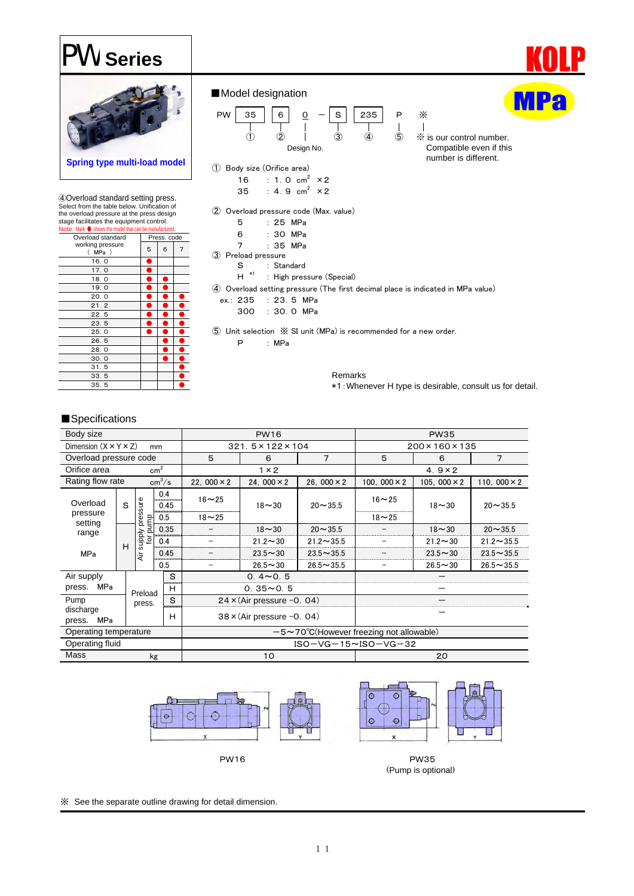# PW Series

KOLP

MPa

Spring type multi-load model

## ■Model designation

PW [35] [6] 0 — [S] [235] P ※

① ② Design No. ③ ④ ⑤

※ is our control number. Compatible even if this number is different.

① Body size (Orifice area)
- 16 : 1.0 $cm^2$ ×2
- 35 : 4.9 $cm^2$ ×2

② Overload pressure code (Max. value)
- 5 : 25 MPa
- 6 : 30 MPa
- 7 : 35 MPa

③ Preload pressure
- S : Standard
- H [*1] : High pressure (Special)

④ Overload setting pressure (The first decimal place is indicated in MPa value)
- ex.: 235 : 23.5 MPa
- 300 : 30.0 MPa

⑤ Unit selection ※ SI unit (MPa) is recommended for a new order.
- P : MPa

Remarks
*1 : Whenever H type is desirable, consult us for detail.

④Overload standard setting press.
Select from the table below. Unification of the overload pressure at the press design stage facilitates the equipment control.
Note: Mark ● shows the model that can be manufactured.

| Overload standard working pressure ( MPa ) | Press. code 5 | 6 | 7 |
|---|---|---|---|
| 16.0 | ● | | |
| 17.0 | ● | | |
| 18.0 | ● | ● | |
| 19.0 | ● | ● | |
| 20.0 | ● | ● | ● |
| 21.2 | ● | ● | ● |
| 22.5 | ● | ● | ● |
| 23.5 | ● | ● | ● |
| 25.0 | ● | ● | ● |
| 26.5 | | ● | ● |
| 28.0 | | ● | ● |
| 30.0 | | ● | ● |
| 31.5 | | | ● |
| 33.5 | | | ● |
| 35.5 | | | ● |

## ■Specifications

| Body size | | | | PW16 | | | PW35 | | |
|---|---|---|---|---|---|---|---|---|---|
| Dimension (X×Y×Z) mm | | | | 321.5×122×104 | | | 200×160×135 | | |
| Overload pressure code | | | | 5 | 6 | 7 | 5 | 6 | 7 |
| Orifice area $cm^2$ | | | | 1×2 | | | 4.9×2 | | |
| Rating flow rate $cm^3/s$ | | | | 22,000×2 | 24,000×2 | 26,000×2 | 100,000×2 | 105,000×2 | 110,000×2 |
| Overload pressure setting range MPa | S | Air supply pressure for pump | 0.4 | 16~25 | 18~30 | 20~35.5 | 16~25 | 18~30 | 20~35.5 |
| | | | 0.45 | | | | | | |
| | | | 0.5 | 18~25 | | | 18~25 | | |
| | H | | 0.35 | – | 18~30 | 20~35.5 | – | 18~30 | 20~35.5 |
| | | | 0.4 | – | 21.2~30 | 21.2~35.5 | – | 21.2~30 | 21.2~35.5 |
| | | | 0.45 | – | 23.5~30 | 23.5~35.5 | – | 23.5~30 | 23.5~35.5 |
| | | | 0.5 | – | 26.5~30 | 26.5~35.5 | – | 26.5~30 | 26.5~35.5 |
| Air supply press. MPa | Preload press. | | S | 0.4~0.5 | | | – | | |
| | | | H | 0.35~0.5 | | | – | | |
| Pump discharge press. MPa | | | S | 24×(Air pressure −0.04) | | | – | | |
| | | | H | 38×(Air pressure −0.04) | | | – | | |
| Operating temperature | | | | −5~70℃(However freezing not allowable) | | | | | |
| Operating fluid | | | | ISO−VG−15~ISO−VG−32 | | | | | |
| Mass kg | | | | 10 | | | 20 | | |

PW16

PW35
(Pump is optional)

※ See the separate outline drawing for detail dimension.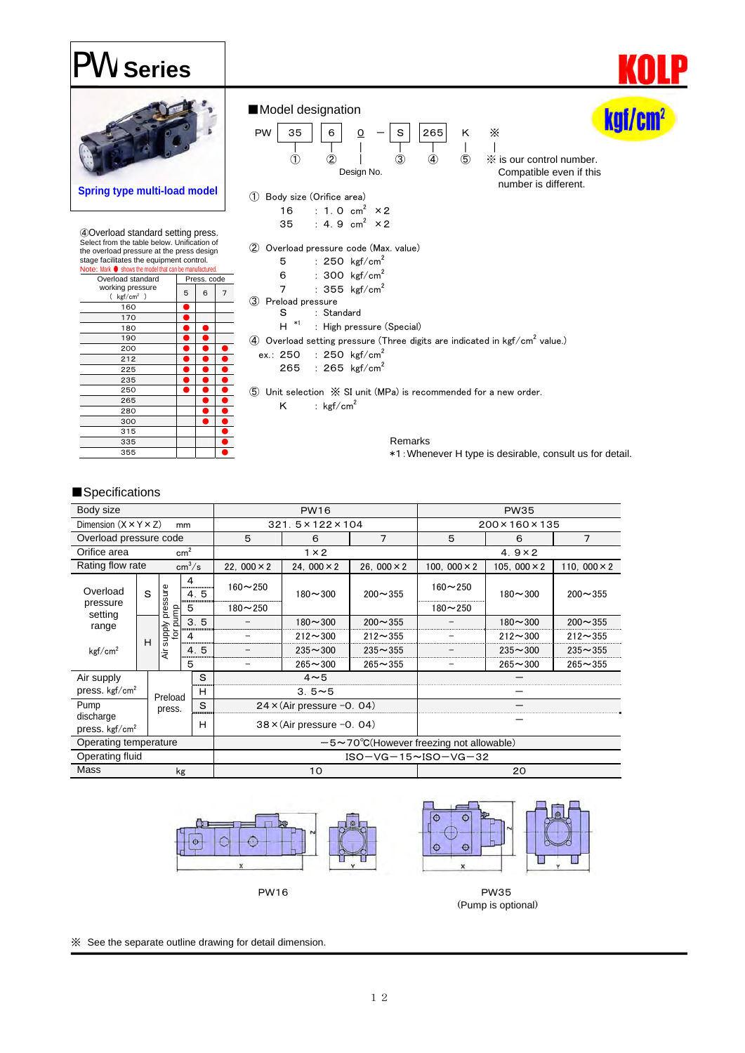# PW Series

**KOLP**

Spring type multi-load model

kgf/cm²

## ■Model designation

| PW | 35 | 6 | 0 | — | S | 265 | K | ※ |
|---|---|---|---|---|---|---|---|---|
| | ① | ② | Design No. | | ③ | ④ | ⑤ | ※ is our control number. Compatible even if this number is different. |

① Body size (Orifice area)
- 16 : 1.0 $cm^2$ ×2
- 35 : 4.9 $cm^2$ ×2

② Overload pressure code (Max. value)
- 5 : 250 $kgf/cm^2$
- 6 : 300 $kgf/cm^2$
- 7 : 355 $kgf/cm^2$

③ Preload pressure
- S : Standard
- H *1 : High pressure (Special)

④ Overload setting pressure (Three digits are indicated in $kgf/cm^2$ value.)
- ex.: 250 : 250 $kgf/cm^2$
- 265 : 265 $kgf/cm^2$

⑤ Unit selection ※ SI unit (MPa) is recommended for a new order.
- K : $kgf/cm^2$

Remarks
*1 : Whenever H type is desirable, consult us for detail.

④Overload standard setting press.
Select from the table below. Unification of the overload pressure at the press design stage facilitates the equipment control.
Note: Mark ● shows the model that can be manufactured.

| Overload standard working pressure ( $kgf/cm^2$ ) | Press. code 5 | 6 | 7 |
|---|---|---|---|
| 160 | ● | | |
| 170 | ● | | |
| 180 | ● | ● | |
| 190 | ● | ● | |
| 200 | ● | ● | ● |
| 212 | ● | ● | ● |
| 225 | ● | ● | ● |
| 235 | ● | ● | ● |
| 250 | ● | ● | ● |
| 265 | | ● | ● |
| 280 | | ● | ● |
| 300 | | ● | ● |
| 315 | | | ● |
| 335 | | | ● |
| 355 | | | ● |

## ■Specifications

| Body size | | | | PW16 | | | PW35 | | |
|---|---|---|---|---|---|---|---|---|---|
| Dimension (X×Y×Z) mm | | | | 321.5×122×104 | | | 200×160×135 | | |
| Overload pressure code | | | | 5 | 6 | 7 | 5 | 6 | 7 |
| Orifice area $cm^2$ | | | | 1×2 | | | 4.9×2 | | |
| Rating flow rate $cm^3/s$ | | | | 22,000×2 | 24,000×2 | 26,000×2 | 100,000×2 | 105,000×2 | 110,000×2 |
| Overload pressure setting range $kgf/cm^2$ | S | Air supply pressure for pump | 4 | 160～250 | 180～300 | 200～355 | 160～250 | 180～300 | 200～355 |
| | | | 4.5 | | | | | | |
| | | | 5 | 180～250 | | | 180～250 | | |
| | H | | 3.5 | － | 180～300 | 200～355 | － | 180～300 | 200～355 |
| | | | 4 | － | 212～300 | 212～355 | － | 212～300 | 212～355 |
| | | | 4.5 | － | 235～300 | 235～355 | － | 235～300 | 235～355 |
| | | | 5 | － | 265～300 | 265～355 | － | 265～300 | 265～355 |
| Air supply press. $kgf/cm^2$ | Preload press. | S | | 4～5 | | | — | | |
| | | H | | 3.5～5 | | | — | | |
| Pump discharge press. $kgf/cm^2$ | | S | | 24×(Air pressure －0.04) | | | — | | |
| | | H | | 38×(Air pressure －0.04) | | | — | | |
| Operating temperature | | | | －5～70℃(However freezing not allowable) | | | | | |
| Operating fluid | | | | ISO－VG－15～ISO－VG－32 | | | | | |
| Mass kg | | | | 10 | | | 20 | | |

PW16

PW35
(Pump is optional)

※ See the separate outline drawing for detail dimension.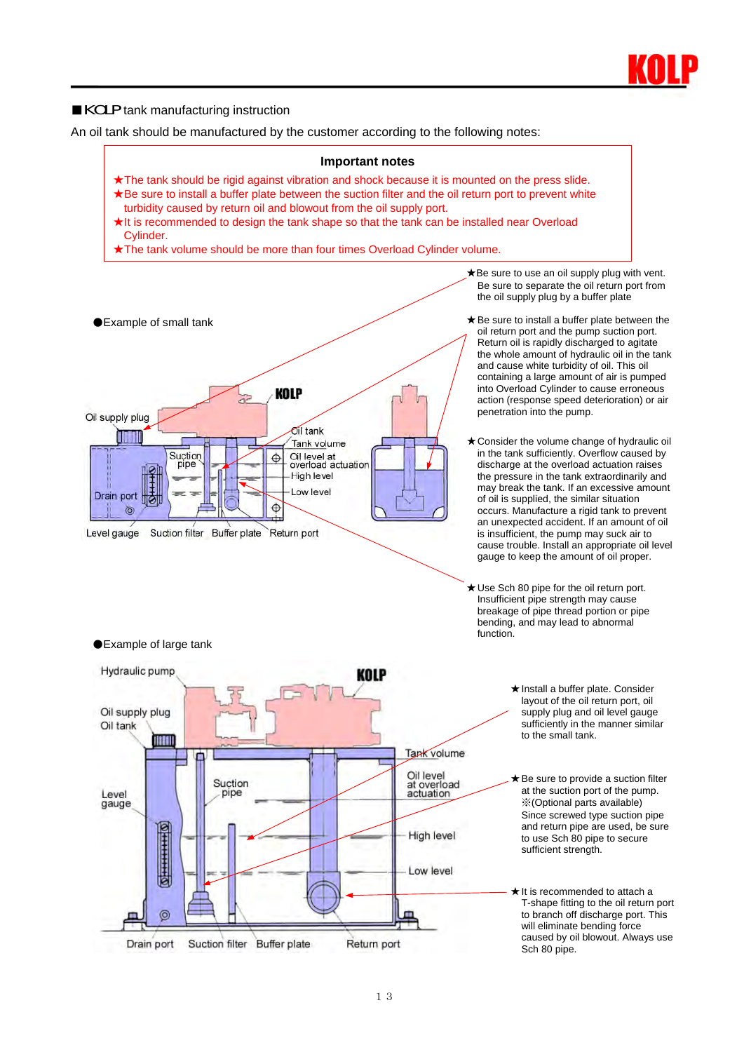## ■KOLP tank manufacturing instruction

An oil tank should be manufactured by the customer according to the following notes:

**Important notes**

★The tank should be rigid against vibration and shock because it is mounted on the press slide.
★Be sure to install a buffer plate between the suction filter and the oil return port to prevent white turbidity caused by return oil and blowout from the oil supply port.
★It is recommended to design the tank shape so that the tank can be installed near Overload Cylinder.
★The tank volume should be more than four times Overload Cylinder volume.

●Example of small tank

Oil supply plug, KOLP, Oil tank, Tank volume, Suction pipe, Oil level at overload actuation, High level, Low level, Drain port, Level gauge, Suction filter, Buffer plate, Return port

★Be sure to use an oil supply plug with vent. Be sure to separate the oil return port from the oil supply plug by a buffer plate

★Be sure to install a buffer plate between the oil return port and the pump suction port. Return oil is rapidly discharged to agitate the whole amount of hydraulic oil in the tank and cause white turbidity of oil. This oil containing a large amount of air is pumped into Overload Cylinder to cause erroneous action (response speed deterioration) or air penetration into the pump.

★Consider the volume change of hydraulic oil in the tank sufficiently. Overflow caused by discharge at the overload actuation raises the pressure in the tank extraordinarily and may break the tank. If an excessive amount of oil is supplied, the similar situation occurs. Manufacture a rigid tank to prevent an unexpected accident. If an amount of oil is insufficient, the pump may suck air to cause trouble. Install an appropriate oil level gauge to keep the amount of oil proper.

★Use Sch 80 pipe for the oil return port. Insufficient pipe strength may cause breakage of pipe thread portion or pipe bending, and may lead to abnormal function.

●Example of large tank

Hydraulic pump, KOLP, Oil supply plug, Oil tank, Tank volume, Suction pipe, Oil level at overload actuation, Level gauge, High level, Low level, Drain port, Suction filter, Buffer plate, Return port

★Install a buffer plate. Consider layout of the oil return port, oil supply plug and oil level gauge sufficiently in the manner similar to the small tank.

★Be sure to provide a suction filter at the suction port of the pump. ※(Optional parts available) Since screwed type suction pipe and return pipe are used, be sure to use Sch 80 pipe to secure sufficient strength.

★It is recommended to attach a T-shape fitting to the oil return port to branch off discharge port. This will eliminate bending force caused by oil blowout. Always use Sch 80 pipe.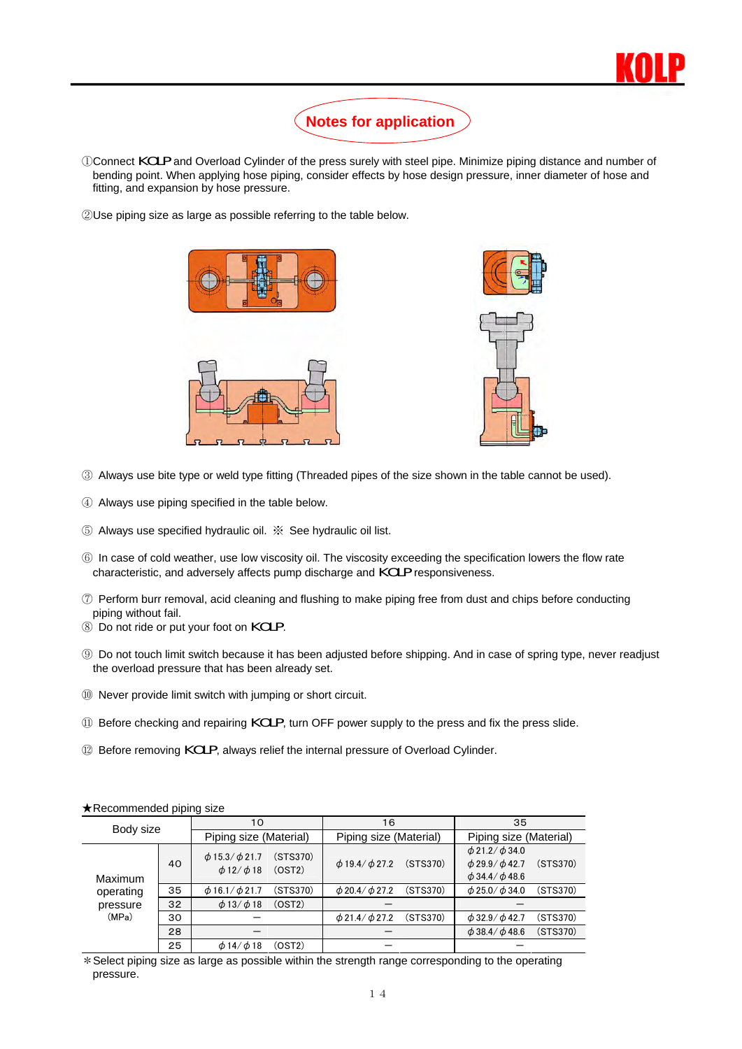# Notes for application

①Connect KOLP and Overload Cylinder of the press surely with steel pipe. Minimize piping distance and number of bending point. When applying hose piping, consider effects by hose design pressure, inner diameter of hose and fitting, and expansion by hose pressure.

②Use piping size as large as possible referring to the table below.

③ Always use bite type or weld type fitting (Threaded pipes of the size shown in the table cannot be used).

④ Always use piping specified in the table below.

⑤ Always use specified hydraulic oil. ※ See hydraulic oil list.

⑥ In case of cold weather, use low viscosity oil. The viscosity exceeding the specification lowers the flow rate characteristic, and adversely affects pump discharge and KOLP responsiveness.

⑦ Perform burr removal, acid cleaning and flushing to make piping free from dust and chips before conducting piping without fail.

⑧ Do not ride or put your foot on KOLP.

⑨ Do not touch limit switch because it has been adjusted before shipping. And in case of spring type, never readjust the overload pressure that has been already set.

⑩ Never provide limit switch with jumping or short circuit.

⑪ Before checking and repairing KOLP, turn OFF power supply to the press and fix the press slide.

⑫ Before removing KOLP, always relief the internal pressure of Overload Cylinder.

★Recommended piping size

| Body size | | 10 | 16 | 35 |
|---|---|---|---|---|
| | | Piping size (Material) | Piping size (Material) | Piping size (Material) |
| Maximum operating pressure (MPa) | 40 | ϕ15.3/ϕ21.7 (STS370)<br>ϕ12/ϕ18 (OST2) | ϕ19.4/ϕ27.2 (STS370) | ϕ21.2/ϕ34.0<br>ϕ29.9/ϕ42.7 (STS370)<br>ϕ34.4/ϕ48.6 |
| | 35 | ϕ16.1/ϕ21.7 (STS370) | ϕ20.4/ϕ27.2 (STS370) | ϕ25.0/ϕ34.0 (STS370) |
| | 32 | ϕ13/ϕ18 (OST2) | — | — |
| | 30 | — | ϕ21.4/ϕ27.2 (STS370) | ϕ32.9/ϕ42.7 (STS370) |
| | 28 | — | — | ϕ38.4/ϕ48.6 (STS370) |
| | 25 | ϕ14/ϕ18 (OST2) | — | — |

＊Select piping size as large as possible within the strength range corresponding to the operating pressure.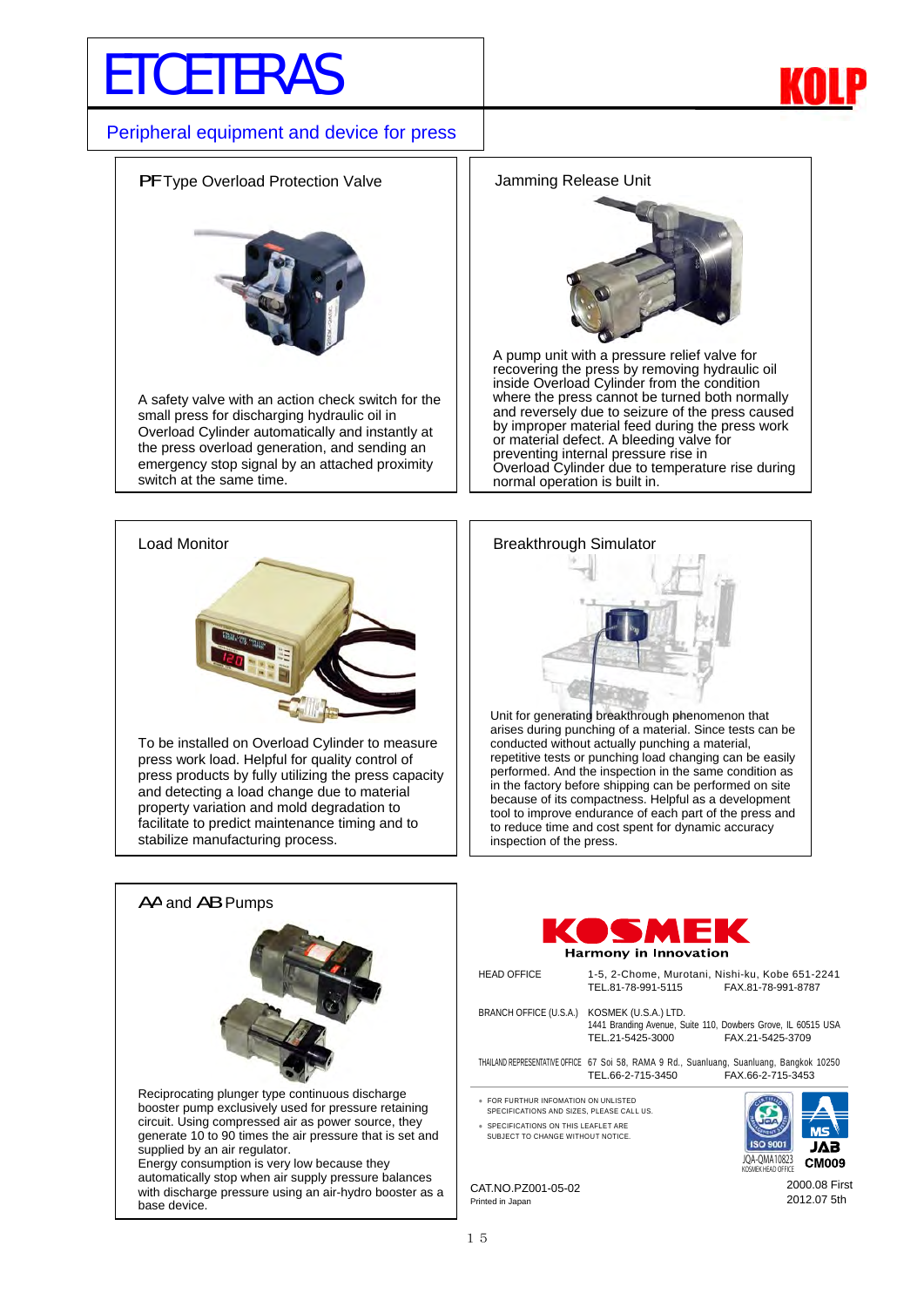# ETCETERAS

KOLP

## Peripheral equipment and device for press

### PF Type Overload Protection Valve

A safety valve with an action check switch for the small press for discharging hydraulic oil in Overload Cylinder automatically and instantly at the press overload generation, and sending an emergency stop signal by an attached proximity switch at the same time.

### Jamming Release Unit

A pump unit with a pressure relief valve for recovering the press by removing hydraulic oil inside Overload Cylinder from the condition where the press cannot be turned both normally and reversely due to seizure of the press caused by improper material feed during the press work or material defect. A bleeding valve for preventing internal pressure rise in Overload Cylinder due to temperature rise during normal operation is built in.

### Load Monitor

To be installed on Overload Cylinder to measure press work load. Helpful for quality control of press products by fully utilizing the press capacity and detecting a load change due to material property variation and mold degradation to facilitate to predict maintenance timing and to stabilize manufacturing process.

### Breakthrough Simulator

Unit for generating breakthrough phenomenon that arises during punching of a material. Since tests can be conducted without actually punching a material, repetitive tests or punching load changing can be easily performed. And the inspection in the same condition as in the factory before shipping can be performed on site because of its compactness. Helpful as a development tool to improve endurance of each part of the press and to reduce time and cost spent for dynamic accuracy inspection of the press.

### AA and AB Pumps

Reciprocating plunger type continuous discharge booster pump exclusively used for pressure retaining circuit. Using compressed air as power source, they generate 10 to 90 times the air pressure that is set and supplied by an air regulator.
Energy consumption is very low because they automatically stop when air supply pressure balances with discharge pressure using an air-hydro booster as a base device.

---

**KOSMEK**
Harmony in Innovation

| | | |
|---|---|---|
| HEAD OFFICE | 1-5, 2-Chome, Murotani, Nishi-ku, Kobe 651-2241<br>TEL.81-78-991-5115 | FAX.81-78-991-8787 |
| BRANCH OFFICE (U.S.A.) | KOSMEK (U.S.A.) LTD.<br>1441 Branding Avenue, Suite 110, Dowbers Grove, IL 60515 USA<br>TEL.21-5425-3000 | FAX.21-5425-3709 |
| THAILAND REPRESENTATIVE OFFICE | 67 Soi 58, RAMA 9 Rd., Suanluang, Suanluang, Bangkok 10250<br>TEL.66-2-715-3450 | FAX.66-2-715-3453 |

- FOR FURTHUR INFOMATION ON UNLISTED SPECIFICATIONS AND SIZES, PLEASE CALL US.
- SPECIFICATIONS ON THIS LEAFLET ARE SUBJECT TO CHANGE WITHOUT NOTICE.

ISO 9001 JQA-QMA10823 KOSMEK HEAD OFFICE
JAB CM009

CAT.NO.PZ001-05-02
Printed in Japan

2000.08 First
2012.07 5th